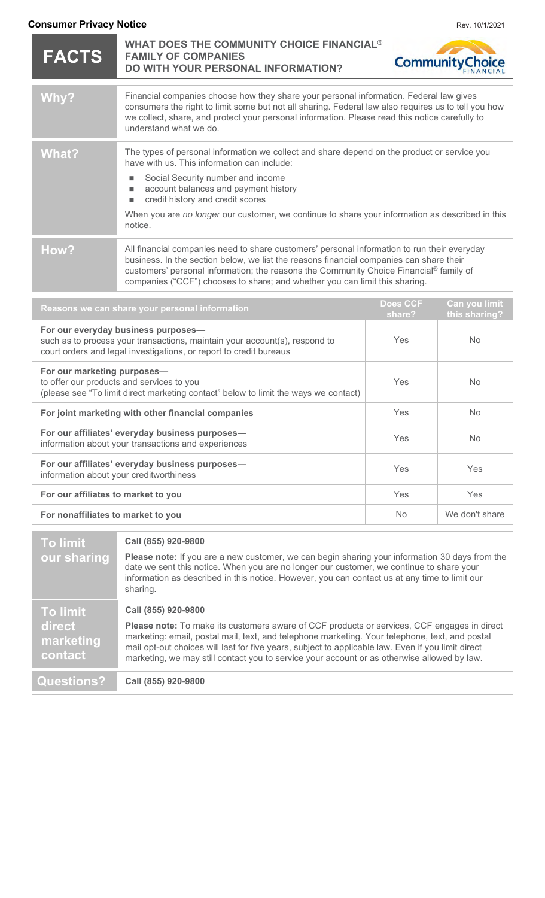**Consumer Privacy Notice**

Rev. 10/1/2021

# FACTS

## WHAT DOES THE COMMUNITY CHOICE FINANCIAL® FAMILY OF COMPANIES DO WITH YOUR PERSONAL INFORMATION?

| | |
|---|---|
| **Why?** | Financial companies choose how they share your personal information. Federal law gives consumers the right to limit some but not all sharing. Federal law also requires us to tell you how we collect, share, and protect your personal information. Please read this notice carefully to understand what we do. |
| **What?** | The types of personal information we collect and share depend on the product or service you have with us. This information can include:<br>■ Social Security number and income<br>■ account balances and payment history<br>■ credit history and credit scores<br>When you are *no longer* our customer, we continue to share your information as described in this notice. |
| **How?** | All financial companies need to share customers' personal information to run their everyday business. In the section below, we list the reasons financial companies can share their customers' personal information; the reasons the Community Choice Financial® family of companies ("CCF") chooses to share; and whether you can limit this sharing. |

| Reasons we can share your personal information | Does CCF share? | Can you limit this sharing? |
|---|---|---|
| **For our everyday business purposes—** such as to process your transactions, maintain your account(s), respond to court orders and legal investigations, or report to credit bureaus | Yes | No |
| **For our marketing purposes—** to offer our products and services to you (please see "To limit direct marketing contact" below to limit the ways we contact) | Yes | No |
| **For joint marketing with other financial companies** | Yes | No |
| **For our affiliates' everyday business purposes—** information about your transactions and experiences | Yes | No |
| **For our affiliates' everyday business purposes—** information about your creditworthiness | Yes | Yes |
| **For our affiliates to market to you** | Yes | Yes |
| **For nonaffiliates to market to you** | No | We don't share |

| | |
|---|---|
| **To limit our sharing** | **Call (855) 920-9800**<br>**Please note:** If you are a new customer, we can begin sharing your information 30 days from the date we sent this notice. When you are no longer our customer, we continue to share your information as described in this notice. However, you can contact us at any time to limit our sharing. |
| **To limit direct marketing contact** | **Call (855) 920-9800**<br>**Please note:** To make its customers aware of CCF products or services, CCF engages in direct marketing: email, postal mail, text, and telephone marketing. Your telephone, text, and postal mail opt-out choices will last for five years, subject to applicable law. Even if you limit direct marketing, we may still contact you to service your account or as otherwise allowed by law. |
| **Questions?** | **Call (855) 920-9800** |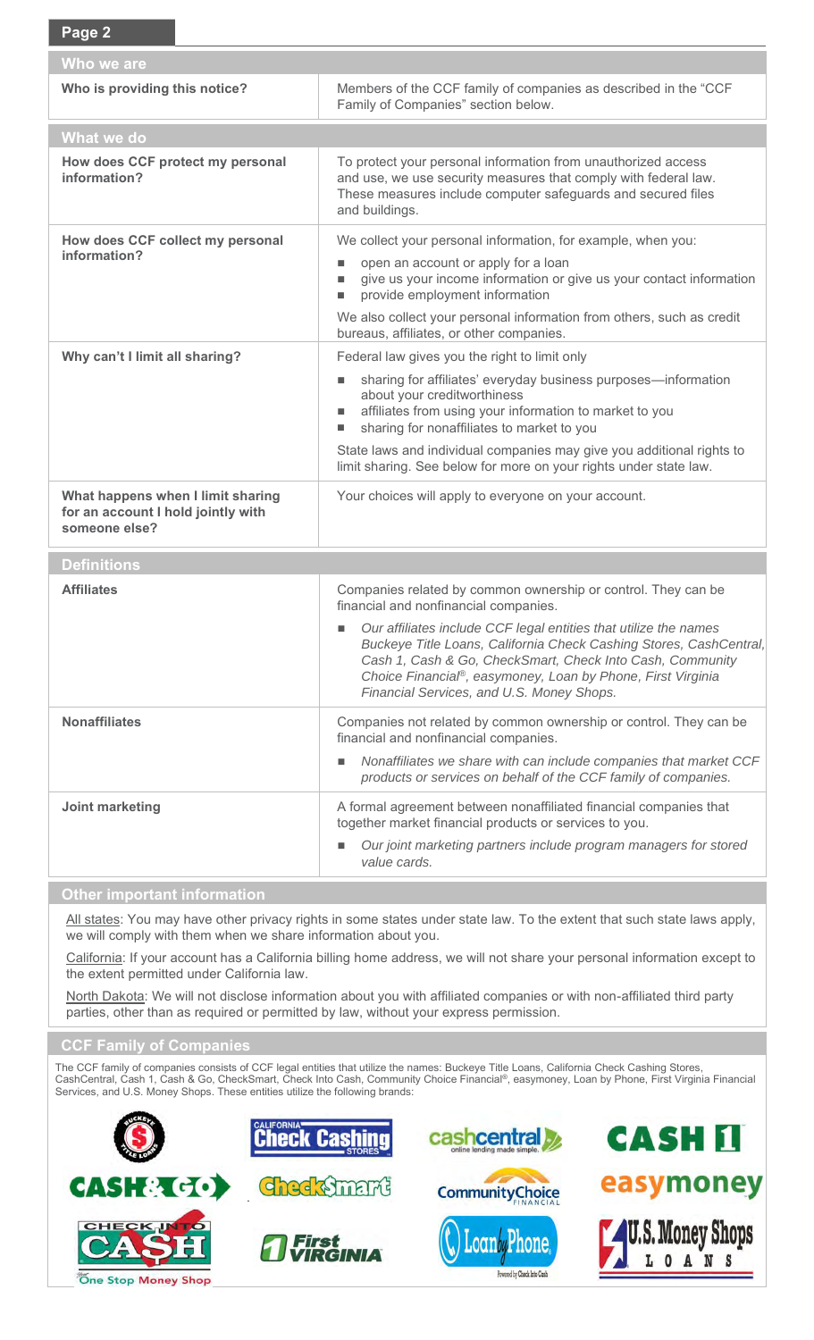| Who we are | |
|---|---|
| **Who is providing this notice?** | Members of the CCF family of companies as described in the "CCF Family of Companies" section below. |

| What we do | |
|---|---|
| **How does CCF protect my personal information?** | To protect your personal information from unauthorized access and use, we use security measures that comply with federal law. These measures include computer safeguards and secured files and buildings. |
| **How does CCF collect my personal information?** | We collect your personal information, for example, when you: <br> ■ open an account or apply for a loan <br> ■ give us your income information or give us your contact information <br> ■ provide employment information <br> We also collect your personal information from others, such as credit bureaus, affiliates, or other companies. |
| **Why can't I limit all sharing?** | Federal law gives you the right to limit only <br> ■ sharing for affiliates' everyday business purposes—information about your creditworthiness <br> ■ affiliates from using your information to market to you <br> ■ sharing for nonaffiliates to market to you <br> State laws and individual companies may give you additional rights to limit sharing. See below for more on your rights under state law. |
| **What happens when I limit sharing for an account I hold jointly with someone else?** | Your choices will apply to everyone on your account. |

| Definitions | |
|---|---|
| **Affiliates** | Companies related by common ownership or control. They can be financial and nonfinancial companies. <br> ■ *Our affiliates include CCF legal entities that utilize the names Buckeye Title Loans, California Check Cashing Stores, CashCentral, Cash 1, Cash & Go, CheckSmart, Check Into Cash, Community Choice Financial®, easymoney, Loan by Phone, First Virginia Financial Services, and U.S. Money Shops.* |
| **Nonaffiliates** | Companies not related by common ownership or control. They can be financial and nonfinancial companies. <br> ■ *Nonaffiliates we share with can include companies that market CCF products or services on behalf of the CCF family of companies.* |
| **Joint marketing** | A formal agreement between nonaffiliated financial companies that together market financial products or services to you. <br> ■ *Our joint marketing partners include program managers for stored value cards.* |

## Other important information

All states: You may have other privacy rights in some states under state law. To the extent that such state laws apply, we will comply with them when we share information about you.

California: If your account has a California billing home address, we will not share your personal information except to the extent permitted under California law.

North Dakota: We will not disclose information about you with affiliated companies or with non-affiliated third party parties, other than as required or permitted by law, without your express permission.

## CCF Family of Companies

The CCF family of companies consists of CCF legal entities that utilize the names: Buckeye Title Loans, California Check Cashing Stores, CashCentral, Cash 1, Cash & Go, CheckSmart, Check Into Cash, Community Choice Financial®, easymoney, Loan by Phone, First Virginia Financial Services, and U.S. Money Shops. These entities utilize the following brands: